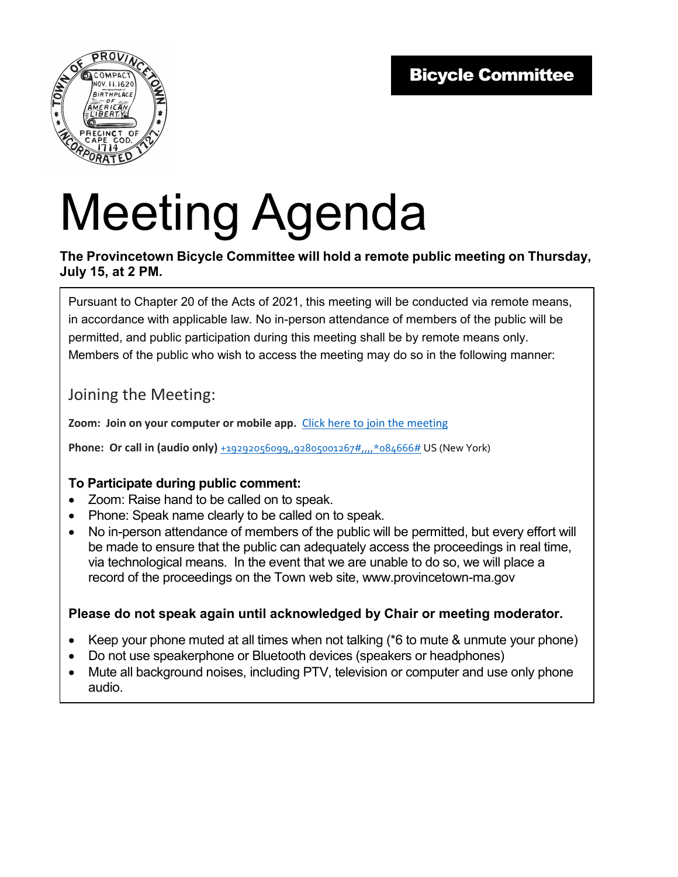**Bicycle Committee**

# Meeting Agenda

**The Provincetown Bicycle Committee will hold a remote public meeting on Thursday, July 15, at 2 PM.**

Pursuant to Chapter 20 of the Acts of 2021, this meeting will be conducted via remote means, in accordance with applicable law. No in-person attendance of members of the public will be permitted, and public participation during this meeting shall be by remote means only. Members of the public who wish to access the meeting may do so in the following manner:

## Joining the Meeting:

**Zoom: Join on your computer or mobile app.** Click here to join the meeting

**Phone: Or call in (audio only)** +19292056099,,92805001267#,,,,*084666# US (New York)

### To Participate during public comment:

- Zoom: Raise hand to be called on to speak.
- Phone: Speak name clearly to be called on to speak.
- No in-person attendance of members of the public will be permitted, but every effort will be made to ensure that the public can adequately access the proceedings in real time, via technological means. In the event that we are unable to do so, we will place a record of the proceedings on the Town web site, www.provincetown-ma.gov

**Please do not speak again until acknowledged by Chair or meeting moderator.**

- Keep your phone muted at all times when not talking (*6 to mute & unmute your phone)
- Do not use speakerphone or Bluetooth devices (speakers or headphones)
- Mute all background noises, including PTV, television or computer and use only phone audio.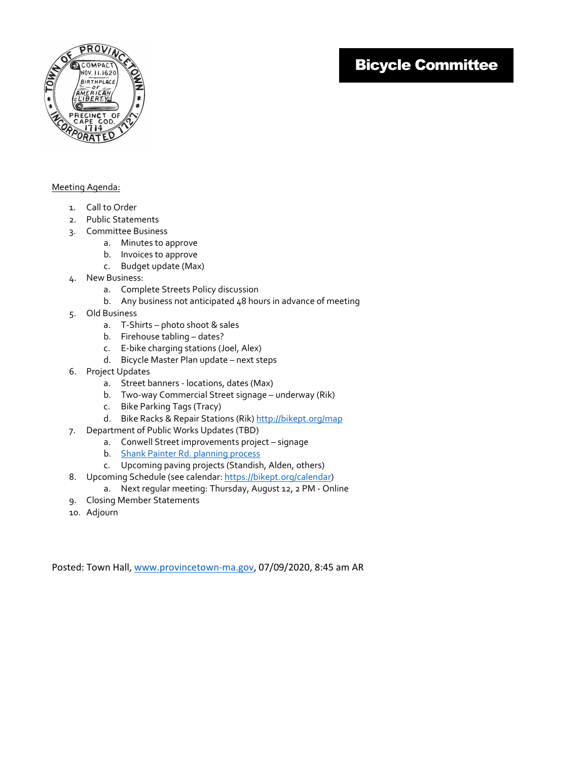# Bicycle Committee

Meeting Agenda:

1. Call to Order
2. Public Statements
3. Committee Business
    a. Minutes to approve
    b. Invoices to approve
    c. Budget update (Max)
4. New Business:
    a. Complete Streets Policy discussion
    b. Any business not anticipated 48 hours in advance of meeting
5. Old Business
    a. T-Shirts – photo shoot & sales
    b. Firehouse tabling – dates?
    c. E-bike charging stations (Joel, Alex)
    d. Bicycle Master Plan update – next steps
6. Project Updates
    a. Street banners - locations, dates (Max)
    b. Two-way Commercial Street signage – underway (Rik)
    c. Bike Parking Tags (Tracy)
    d. Bike Racks & Repair Stations (Rik) http://bikept.org/map
7. Department of Public Works Updates (TBD)
    a. Conwell Street improvements project – signage
    b. Shank Painter Rd. planning process
    c. Upcoming paving projects (Standish, Alden, others)
8. Upcoming Schedule (see calendar: https://bikept.org/calendar)
    a. Next regular meeting: Thursday, August 12, 2 PM - Online
9. Closing Member Statements
10. Adjourn

Posted: Town Hall, www.provincetown-ma.gov, 07/09/2020, 8:45 am AR